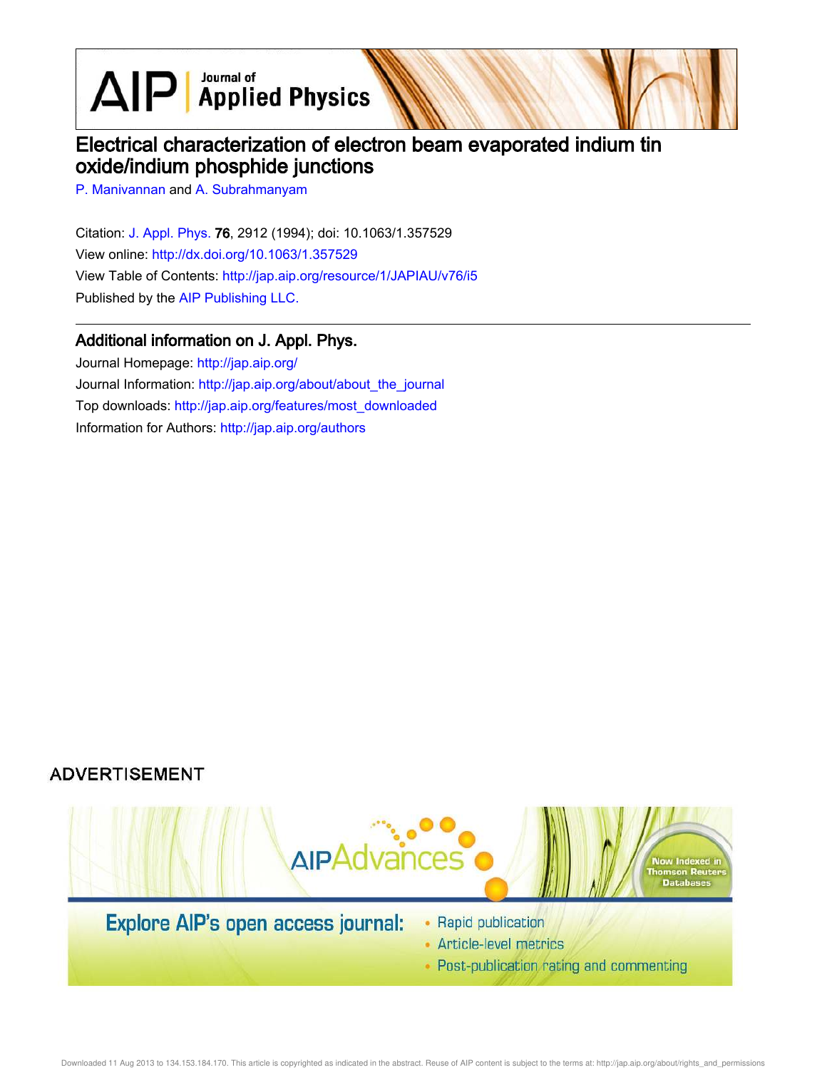# Electrical characterization of electron beam evaporated indium tin oxide/indium phosphide junctions

P. Manivannan and A. Subrahmanyam

Citation: J. Appl. Phys. **76**, 2912 (1994); doi: 10.1063/1.357529

View online: http://dx.doi.org/10.1063/1.357529

View Table of Contents: http://jap.aip.org/resource/1/JAPIAU/v76/i5

Published by the AIP Publishing LLC.

## Additional information on J. Appl. Phys.

Journal Homepage: http://jap.aip.org/

Journal Information: http://jap.aip.org/about/about_the_journal

Top downloads: http://jap.aip.org/features/most_downloaded

Information for Authors: http://jap.aip.org/authors

ADVERTISEMENT

AIP Advances

Explore AIP's open access journal:

- Rapid publication
- Article-level metrics
- Post-publication rating and commenting

Now Indexed in Thomson Reuters Databases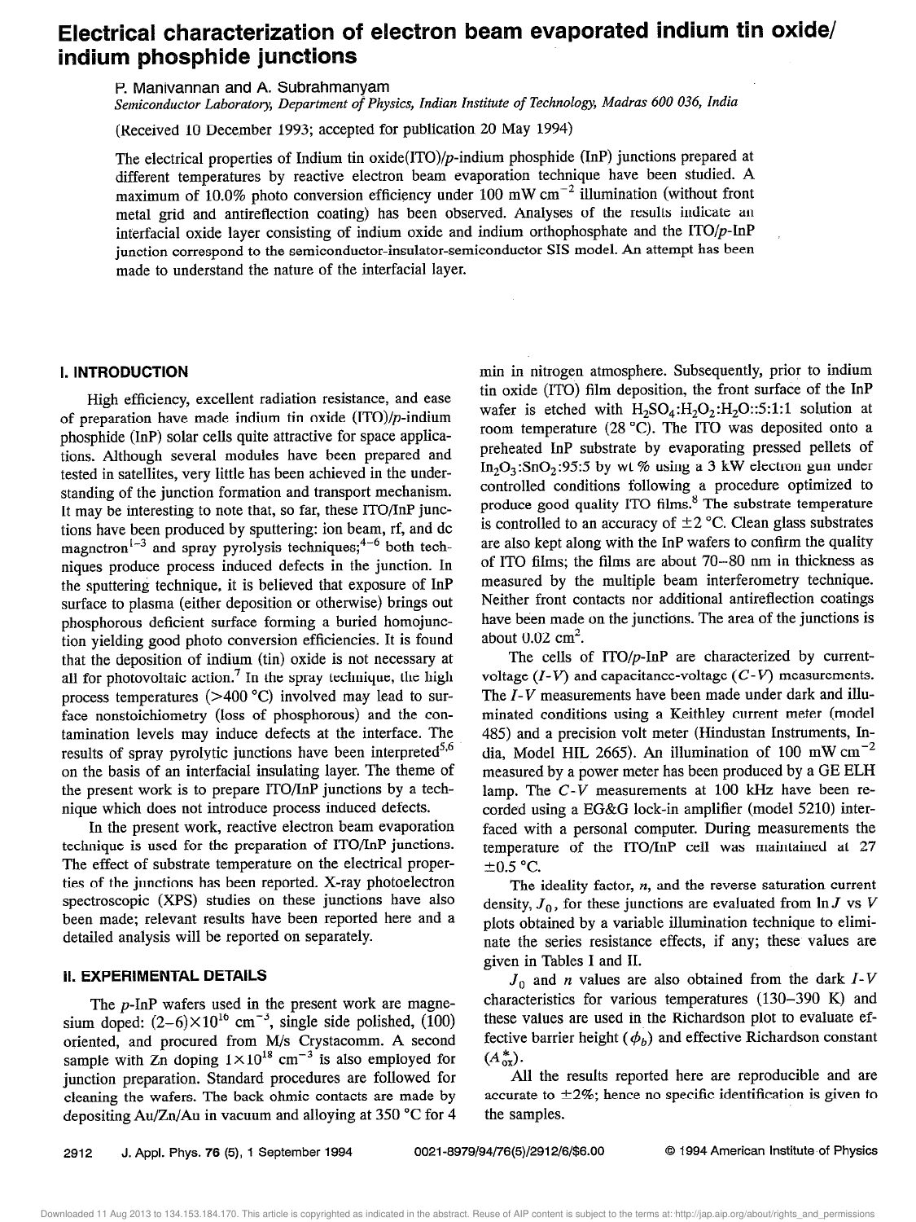# Electrical characterization of electron beam evaporated indium tin oxide/indium phosphide junctions

P. Manivannan and A. Subrahmanyam

*Semiconductor Laboratory, Department of Physics, Indian Institute of Technology, Madras 600 036, India*

(Received 10 December 1993; accepted for publication 20 May 1994)

The electrical properties of Indium tin oxide(ITO)/*p*-indium phosphide (InP) junctions prepared at different temperatures by reactive electron beam evaporation technique have been studied. A maximum of 10.0% photo conversion efficiency under 100 mW $cm^{-2}$ illumination (without front metal grid and antireflection coating) has been observed. Analyses of the results indicate an interfacial oxide layer consisting of indium oxide and indium orthophosphate and the ITO/*p*-InP junction correspond to the semiconductor-insulator-semiconductor SIS model. An attempt has been made to understand the nature of the interfacial layer.

## I. INTRODUCTION

High efficiency, excellent radiation resistance, and ease of preparation have made indium tin oxide (ITO)/*p*-indium phosphide (InP) solar cells quite attractive for space applications. Although several modules have been prepared and tested in satellites, very little has been achieved in the understanding of the junction formation and transport mechanism. It may be interesting to note that, so far, these ITO/InP junctions have been produced by sputtering: ion beam, rf, and dc magnetron[1-3] and spray pyrolysis techniques;[4-6] both techniques produce process induced defects in the junction. In the sputtering technique, it is believed that exposure of InP surface to plasma (either deposition or otherwise) brings out phosphorous deficient surface forming a buried homojunction yielding good photo conversion efficiencies. It is found that the deposition of indium (tin) oxide is not necessary at all for photovoltaic action.[7] In the spray technique, the high process temperatures (>400 °C) involved may lead to surface nonstoichiometry (loss of phosphorous) and the contamination levels may induce defects at the interface. The results of spray pyrolytic junctions have been interpreted[5,6] on the basis of an interfacial insulating layer. The theme of the present work is to prepare ITO/InP junctions by a technique which does not introduce process induced defects.

In the present work, reactive electron beam evaporation technique is used for the preparation of ITO/InP junctions. The effect of substrate temperature on the electrical properties of the junctions has been reported. X-ray photoelectron spectroscopic (XPS) studies on these junctions have also been made; relevant results have been reported here and a detailed analysis will be reported on separately.

## II. EXPERIMENTAL DETAILS

The *p*-InP wafers used in the present work are magnesium doped: $(2-6)\times10^{16}$ $cm^{-3}$, single side polished, (100) oriented, and procured from M/s Crystacomm. A second sample with Zn doping $1\times10^{18}$ $cm^{-3}$ is also employed for junction preparation. Standard procedures are followed for cleaning the wafers. The back ohmic contacts are made by depositing Au/Zn/Au in vacuum and alloying at 350 °C for 4 min in nitrogen atmosphere. Subsequently, prior to indium tin oxide (ITO) film deposition, the front surface of the InP wafer is etched with $H_2SO_4$:$H_2O_2$:$H_2O$::5:1:1 solution at room temperature (28 °C). The ITO was deposited onto a preheated InP substrate by evaporating pressed pellets of $In_2O_3$:$SnO_2$:95:5 by wt % using a 3 kW electron gun under controlled conditions following a procedure optimized to produce good quality ITO films.[8] The substrate temperature is controlled to an accuracy of ±2 °C. Clean glass substrates are also kept along with the InP wafers to confirm the quality of ITO films; the films are about 70–80 nm in thickness as measured by the multiple beam interferometry technique. Neither front contacts nor additional antireflection coatings have been made on the junctions. The area of the junctions is about 0.02 $cm^2$.

The cells of ITO/*p*-InP are characterized by current-voltage (*I-V*) and capacitance-voltage (*C-V*) measurements. The *I-V* measurements have been made under dark and illuminated conditions using a Keithley current meter (model 485) and a precision volt meter (Hindustan Instruments, India, Model HIL 2665). An illumination of 100 mW $cm^{-2}$ measured by a power meter has been produced by a GE ELH lamp. The *C-V* measurements at 100 kHz have been recorded using a EG&G lock-in amplifier (model 5210) interfaced with a personal computer. During measurements the temperature of the ITO/InP cell was maintained at 27 ±0.5 °C.

The ideality factor, $n$, and the reverse saturation current density, $J_0$, for these junctions are evaluated from $\ln J$ vs $V$ plots obtained by a variable illumination technique to eliminate the series resistance effects, if any; these values are given in Tables I and II.

$J_0$ and $n$ values are also obtained from the dark *I-V* characteristics for various temperatures (130–390 K) and these values are used in the Richardson plot to evaluate effective barrier height ($\phi_b$) and effective Richardson constant ($A^*_{ox}$).

All the results reported here are reproducible and are accurate to ±2%; hence no specific identification is given to the samples.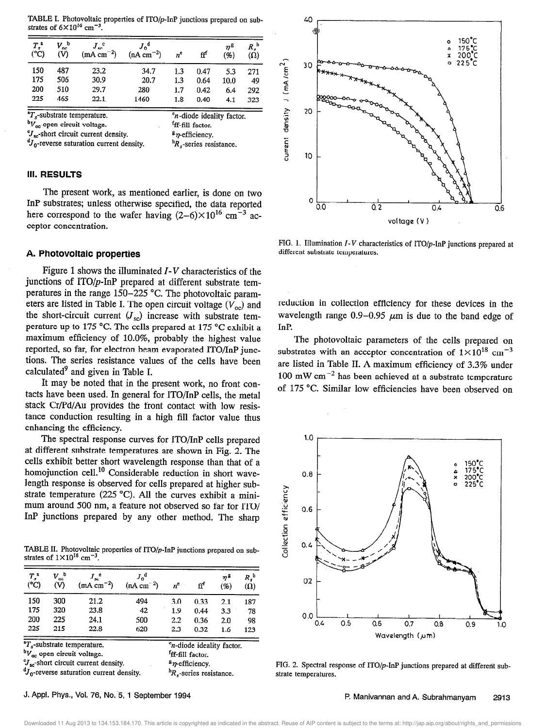TABLE I. Photovoltaic properties of ITO/p-InP junctions prepared on substrates of $6\times10^{16}$ cm$^{-3}$.

| $T_s$[a] (°C) | $V_{oc}$[b] (V) | $J_{sc}$[c] (mA cm$^{-2}$) | $J_0$[d] (nA cm$^{-2}$) | $n$[e] | ff[f] | $\eta$[g] (%) | $R_s$[h] (Ω) |
|---|---|---|---|---|---|---|---|
| 150 | 487 | 23.2 | 34.7 | 1.3 | 0.47 | 5.3 | 271 |
| 175 | 506 | 30.9 | 20.7 | 1.3 | 0.64 | 10.0 | 49 |
| 200 | 510 | 29.7 | 280 | 1.7 | 0.42 | 6.4 | 292 |
| 225 | 465 | 22.1 | 1460 | 1.8 | 0.40 | 4.1 | 323 |

[a]$T_s$-substrate temperature.
[b]$V_{oc}$ open circuit voltage.
[c]$J_{sc}$-short circuit current density.
[d]$J_0$-reverse saturation current density.
[e]$n$-diode ideality factor.
[f]ff-fill factor.
[g]$\eta$-efficiency.
[h]$R_s$-series resistance.

## III. RESULTS

The present work, as mentioned earlier, is done on two InP substrates; unless otherwise specified, the data reported here correspond to the wafer having $(2-6)\times10^{16}$ cm$^{-3}$ acceptor concentration.

### A. Photovoltaic properties

Figure 1 shows the illuminated *I-V* characteristics of the junctions of ITO/p-InP prepared at different substrate temperatures in the range 150–225 °C. The photovoltaic parameters are listed in Table I. The open circuit voltage ($V_{oc}$) and the short-circuit current ($J_{sc}$) increase with substrate temperature up to 175 °C. The cells prepared at 175 °C exhibit a maximum efficiency of 10.0%, probably the highest value reported, so far, for electron beam evaporated ITO/InP junctions. The series resistance values of the cells have been calculated[9] and given in Table I.

It may be noted that in the present work, no front contacts have been used. In general for ITO/InP cells, the metal stack Cr/Pd/Au provides the front contact with low resistance conduction resulting in a high fill factor value thus enhancing the efficiency.

The spectral response curves for ITO/InP cells prepared at different substrate temperatures are shown in Fig. 2. The cells exhibit better short wavelength response than that of a homojunction cell.[10] Considerable reduction in short wavelength response is observed for cells prepared at higher substrate temperature (225 °C). All the curves exhibit a minimum around 500 nm, a feature not observed so far for ITO/InP junctions prepared by any other method. The sharp reduction in collection efficiency for these devices in the wavelength range 0.9–0.95 μm is due to the band edge of InP.

The photovoltaic parameters of the cells prepared on substrates with an acceptor concentration of $1\times10^{18}$ cm$^{-3}$ are listed in Table II. A maximum efficiency of 3.3% under 100 mW cm$^{-2}$ has been achieved at a substrate temperature of 175 °C. Similar low efficiencies have been observed on

FIG. 1. Illumination *I-V* characteristics of ITO/p-InP junctions prepared at different substrate temperatures.

FIG. 2. Spectral response of ITO/p-InP junctions prepared at different substrate temperatures.

TABLE II. Photovoltaic properties of ITO/p-InP junctions prepared on substrates of $1\times10^{18}$ cm$^{-3}$.

| $T_s$[a] (°C) | $V_{oc}$[b] (V) | $J_{sc}$[c] (mA cm$^{-2}$) | $J_0$[d] (nA cm$^{-2}$) | $n$[e] | ff[f] | $\eta$[g] (%) | $R_s$[h] (Ω) |
|---|---|---|---|---|---|---|---|
| 150 | 300 | 21.2 | 494 | 3.0 | 0.33 | 2.1 | 187 |
| 175 | 320 | 23.8 | 42 | 1.9 | 0.44 | 3.3 | 78 |
| 200 | 225 | 24.1 | 500 | 2.2 | 0.36 | 2.0 | 98 |
| 225 | 215 | 22.8 | 620 | 2.3 | 0.32 | 1.6 | 123 |

[a]$T_s$-substrate temperature.
[b]$V_{oc}$ open circuit voltage.
[c]$J_{sc}$-short circuit current density.
[d]$J_0$-reverse saturation current density.
[e]$n$-diode ideality factor.
[f]ff-fill factor.
[g]$\eta$-efficiency.
[h]$R_s$-series resistance.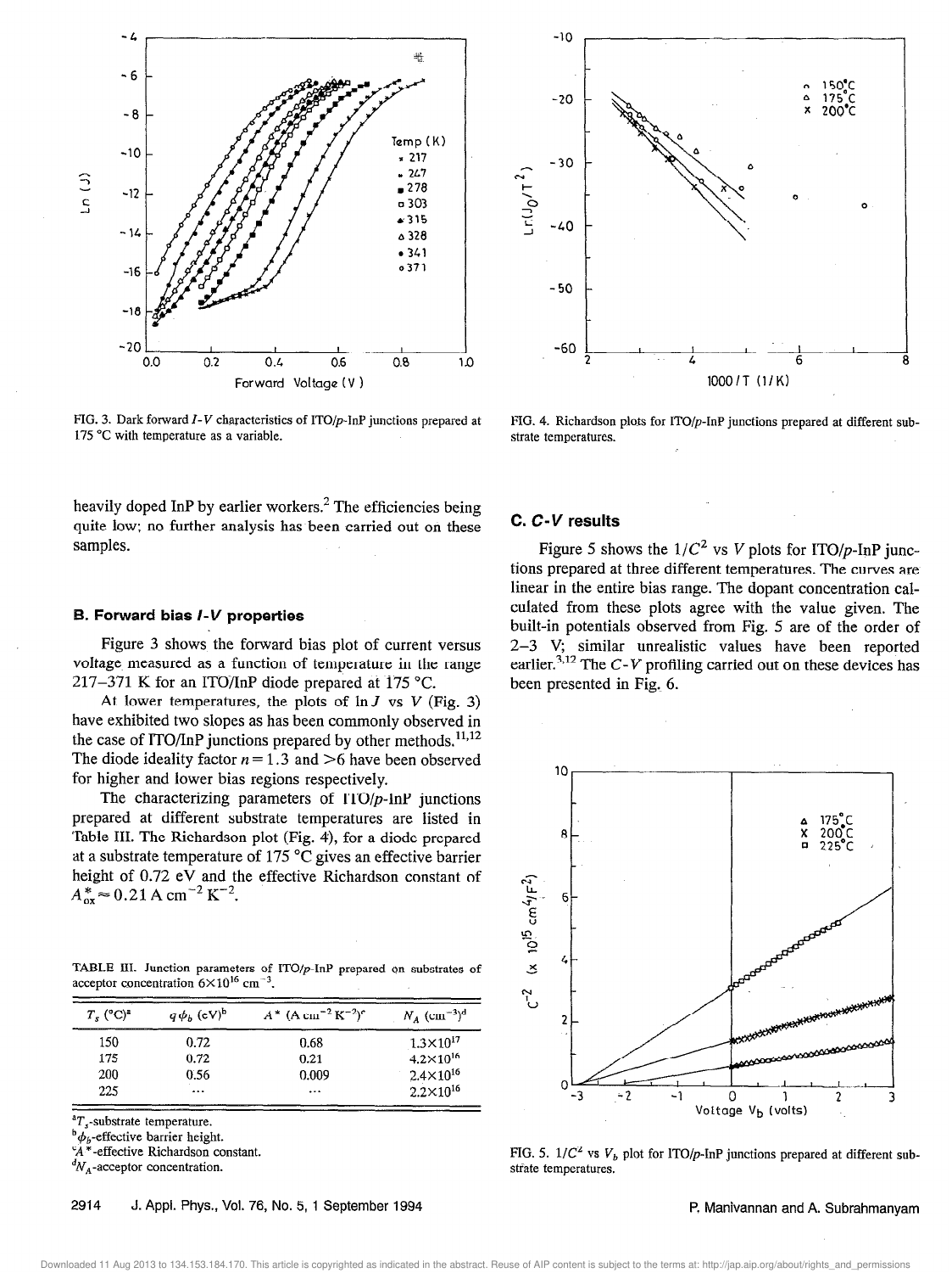FIG. 3. Dark forward $I$-$V$ characteristics of ITO/$p$-InP junctions prepared at 175 °C with temperature as a variable.

FIG. 4. Richardson plots for ITO/$p$-InP junctions prepared at different substrate temperatures.

heavily doped InP by earlier workers.[2] The efficiencies being quite low; no further analysis has been carried out on these samples.

### B. Forward bias $I$-$V$ properties

Figure 3 shows the forward bias plot of current versus voltage measured as a function of temperature in the range 217–371 K for an ITO/InP diode prepared at 175 °C.

At lower temperatures, the plots of $\ln J$ vs $V$ (Fig. 3) have exhibited two slopes as has been commonly observed in the case of ITO/InP junctions prepared by other methods.[11,12] The diode ideality factor $n=1.3$ and $>6$ have been observed for higher and lower bias regions respectively.

The characterizing parameters of ITO/$p$-InP junctions prepared at different substrate temperatures are listed in Table III. The Richardson plot (Fig. 4), for a diode prepared at a substrate temperature of 175 °C gives an effective barrier height of 0.72 eV and the effective Richardson constant of $A^*_{ox} \approx 0.21 \text{ A cm}^{-2} \text{ K}^{-2}$.

TABLE III. Junction parameters of ITO/$p$-InP prepared on substrates of acceptor concentration $6\times10^{16}$ cm$^{-3}$.

| $T_s$ (°C)[a] | $q\phi_b$ (eV)[b] | $A^*$ (A cm$^{-2}$ K$^{-2}$)[c] | $N_A$ (cm$^{-3}$)[d] |
|---|---|---|---|
| 150 | 0.72 | 0.68 | $1.3\times10^{17}$ |
| 175 | 0.72 | 0.21 | $4.2\times10^{16}$ |
| 200 | 0.56 | 0.009 | $2.4\times10^{16}$ |
| 225 | ... | ... | $2.2\times10^{16}$ |

[a] $T_s$-substrate temperature.
[b] $\phi_b$-effective barrier height.
[c] $A^*$-effective Richardson constant.
[d] $N_A$-acceptor concentration.

### C. $C$-$V$ results

Figure 5 shows the $1/C^2$ vs $V$ plots for ITO/$p$-InP junctions prepared at three different temperatures. The curves are linear in the entire bias range. The dopant concentration calculated from these plots agree with the value given. The built-in potentials observed from Fig. 5 are of the order of 2–3 V; similar unrealistic values have been reported earlier.[3,12] The $C$-$V$ profiling carried out on these devices has been presented in Fig. 6.

FIG. 5. $1/C^2$ vs $V_b$ plot for ITO/$p$-InP junctions prepared at different substrate temperatures.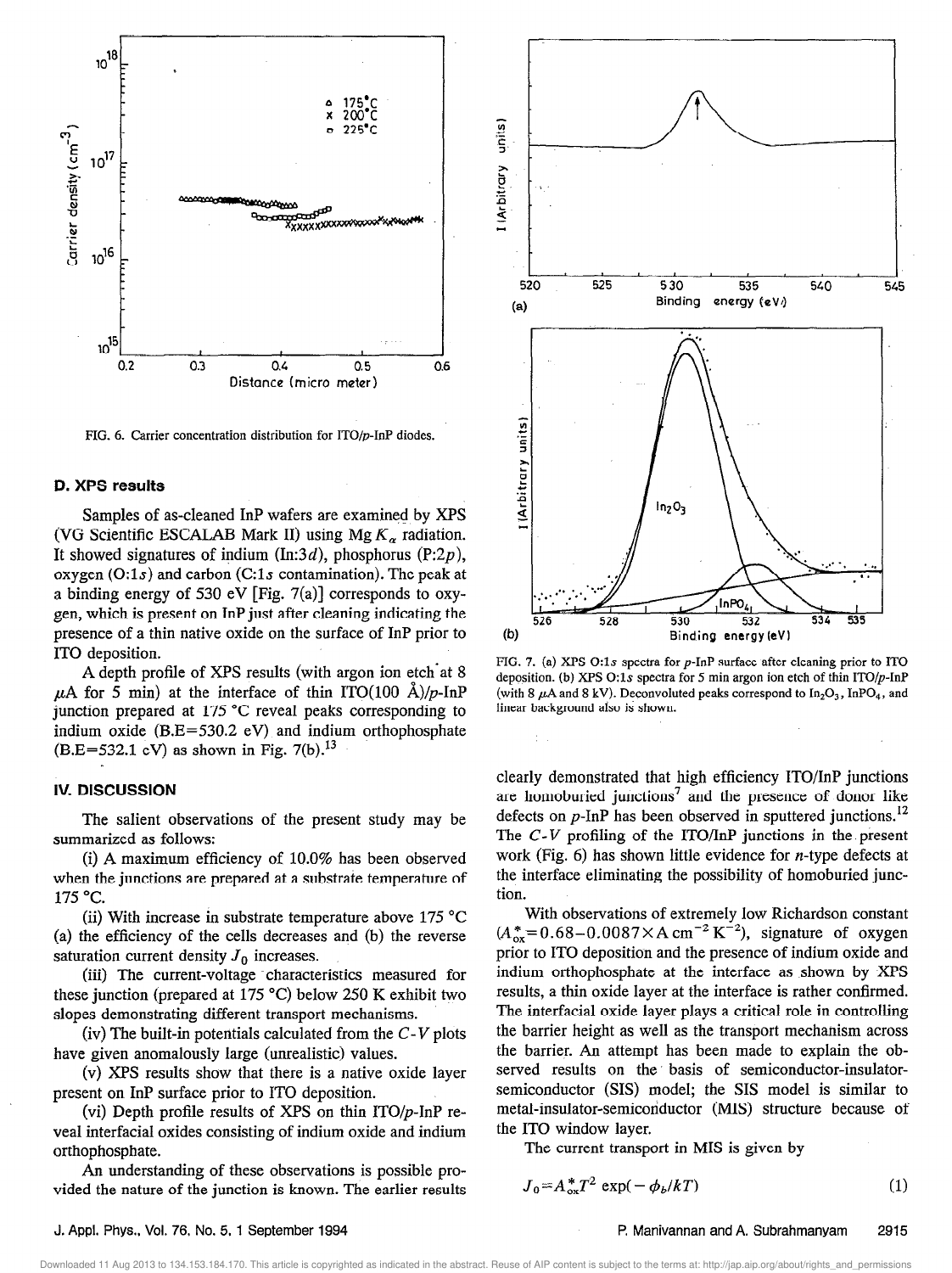FIG. 6. Carrier concentration distribution for ITO/*p*-InP diodes.

FIG. 7. (a) XPS O:1*s* spectra for *p*-InP surface after cleaning prior to ITO deposition. (b) XPS O:1*s* spectra for 5 min argon ion etch of thin ITO/*p*-InP (with 8 $\mu$A and 8 kV). Deconvoluted peaks correspond to $In_2O_3$, $InPO_4$, and linear background also is shown.

### D. XPS results

Samples of as-cleaned InP wafers are examined by XPS (VG Scientific ESCALAB Mark II) using Mg $K_\alpha$ radiation. It showed signatures of indium (In:3*d*), phosphorus (P:2*p*), oxygen (O:1*s*) and carbon (C:1*s* contamination). The peak at a binding energy of 530 eV [Fig. 7(a)] corresponds to oxygen, which is present on InP just after cleaning indicating the presence of a thin native oxide on the surface of InP prior to ITO deposition.

A depth profile of XPS results (with argon ion etch at 8 $\mu$A for 5 min) at the interface of thin ITO(100 Å)/*p*-InP junction prepared at 175 °C reveal peaks corresponding to indium oxide (B.E=530.2 eV) and indium orthophosphate (B.E=532.1 eV) as shown in Fig. 7(b).[13]

## IV. DISCUSSION

The salient observations of the present study may be summarized as follows:

(i) A maximum efficiency of 10.0% has been observed when the junctions are prepared at a substrate temperature of 175 °C.

(ii) With increase in substrate temperature above 175 °C (a) the efficiency of the cells decreases and (b) the reverse saturation current density $J_0$ increases.

(iii) The current-voltage characteristics measured for these junction (prepared at 175 °C) below 250 K exhibit two slopes demonstrating different transport mechanisms.

(iv) The built-in potentials calculated from the *C-V* plots have given anomalously large (unrealistic) values.

(v) XPS results show that there is a native oxide layer present on InP surface prior to ITO deposition.

(vi) Depth profile results of XPS on thin ITO/*p*-InP reveal interfacial oxides consisting of indium oxide and indium orthophosphate.

An understanding of these observations is possible provided the nature of the junction is known. The earlier results clearly demonstrated that high efficiency ITO/InP junctions are homoburied junctions[7] and the presence of donor like defects on *p*-InP has been observed in sputtered junctions.[12] The *C-V* profiling of the ITO/InP junctions in the present work (Fig. 6) has shown little evidence for *n*-type defects at the interface eliminating the possibility of homoburied junction.

With observations of extremely low Richardson constant ($A^*_{ox}=0.68-0.0087\times\text{A cm}^{-2}\text{K}^{-2}$), signature of oxygen prior to ITO deposition and the presence of indium oxide and indium orthophosphate at the interface as shown by XPS results, a thin oxide layer at the interface is rather confirmed. The interfacial oxide layer plays a critical role in controlling the barrier height as well as the transport mechanism across the barrier. An attempt has been made to explain the observed results on the basis of semiconductor-insulator-semiconductor (SIS) model; the SIS model is similar to metal-insulator-semiconductor (MIS) structure because of the ITO window layer.

The current transport in MIS is given by

$$J_0=A^*_{ox}T^2\exp(-\phi_b/kT) \tag{1}$$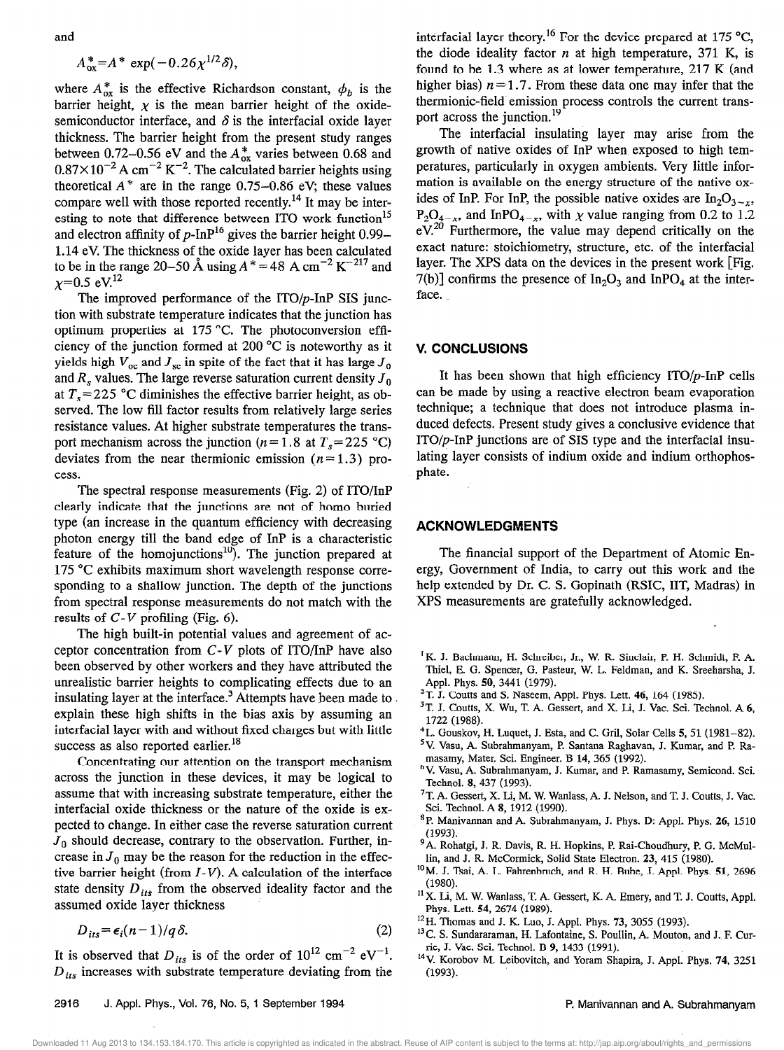and

$$A_{ox}^{*}=A^{*}\exp(-0.26\chi^{1/2}\delta),$$

where $A_{ox}^{*}$ is the effective Richardson constant, $\phi_b$ is the barrier height, $\chi$ is the mean barrier height of the oxide-semiconductor interface, and $\delta$ is the interfacial oxide layer thickness. The barrier height from the present study ranges between 0.72–0.56 eV and the $A_{ox}^{*}$ varies between 0.68 and $0.87\times10^{-2}$ A cm$^{-2}$ K$^{-2}$. The calculated barrier heights using theoretical $A^{*}$ are in the range 0.75–0.86 eV; these values compare well with those reported recently.[14] It may be interesting to note that difference between ITO work function[15] and electron affinity of $p$-InP[16] gives the barrier height 0.99–1.14 eV. The thickness of the oxide layer has been calculated to be in the range 20–50 Å using $A^{*}=48$ A cm$^{-2}$ K$^{-2}$[17] and $\chi=0.5$ eV.[12]

The improved performance of the ITO/$p$-InP SIS junction with substrate temperature indicates that the junction has optimum properties at 175 °C. The photoconversion efficiency of the junction formed at 200 °C is noteworthy as it yields high $V_{oc}$ and $J_{sc}$ in spite of the fact that it has large $J_0$ and $R_s$ values. The large reverse saturation current density $J_0$ at $T_s=225$ °C diminishes the effective barrier height, as observed. The low fill factor results from relatively large series resistance values. At higher substrate temperatures the transport mechanism across the junction ($n=1.8$ at $T_s=225$ °C) deviates from the near thermionic emission ($n=1.3$) process.

The spectral response measurements (Fig. 2) of ITO/InP clearly indicate that the junctions are not of homo buried type (an increase in the quantum efficiency with decreasing photon energy till the band edge of InP is a characteristic feature of the homojunctions[10]). The junction prepared at 175 °C exhibits maximum short wavelength response corresponding to a shallow junction. The depth of the junctions from spectral response measurements do not match with the results of $C$-$V$ profiling (Fig. 6).

The high built-in potential values and agreement of acceptor concentration from $C$-$V$ plots of ITO/InP have also been observed by other workers and they have attributed the unrealistic barrier heights to complicating effects due to an insulating layer at the interface.[3] Attempts have been made to explain these high shifts in the bias axis by assuming an interfacial layer with and without fixed charges but with little success as also reported earlier.[18]

Concentrating our attention on the transport mechanism across the junction in these devices, it may be logical to assume that with increasing substrate temperature, either the interfacial oxide thickness or the nature of the oxide is expected to change. In either case the reverse saturation current $J_0$ should decrease, contrary to the observation. Further, increase in $J_0$ may be the reason for the reduction in the effective barrier height (from $I$-$V$). A calculation of the interface state density $D_{its}$ from the observed ideality factor and the assumed oxide layer thickness

$$D_{its}=\epsilon_i(n-1)/q\delta. \tag{2}$$

It is observed that $D_{its}$ is of the order of $10^{12}$ cm$^{-2}$ eV$^{-1}$. $D_{its}$ increases with substrate temperature deviating from the interfacial layer theory.[16] For the device prepared at 175 °C, the diode ideality factor $n$ at high temperature, 371 K, is found to be 1.3 where as at lower temperature, 217 K (and higher bias) $n=1.7$. From these data one may infer that the thermionic-field emission process controls the current transport across the junction.[19]

The interfacial insulating layer may arise from the growth of native oxides of InP when exposed to high temperatures, particularly in oxygen ambients. Very little information is available on the energy structure of the native oxides of InP. For InP, the possible native oxides are $In_2O_{3-x}$, $P_2O_{4-x}$, and $InPO_{4-x}$, with $\chi$ value ranging from 0.2 to 1.2 eV.[20] Furthermore, the value may depend critically on the exact nature: stoichiometry, structure, etc. of the interfacial layer. The XPS data on the devices in the present work [Fig. 7(b)] confirms the presence of $In_2O_3$ and $InPO_4$ at the interface.

## V. CONCLUSIONS

It has been shown that high efficiency ITO/$p$-InP cells can be made by using a reactive electron beam evaporation technique; a technique that does not introduce plasma induced defects. Present study gives a conclusive evidence that ITO/$p$-InP junctions are of SIS type and the interfacial insulating layer consists of indium oxide and indium orthophosphate.

## ACKNOWLEDGMENTS

The financial support of the Department of Atomic Energy, Government of India, to carry out this work and the help extended by Dr. C. S. Gopinath (RSIC, IIT, Madras) in XPS measurements are gratefully acknowledged.

[1] K. J. Bachmann, H. Schreiber, Jr., W. R. Sinclair, P. H. Schmidt, F. A. Thiel, E. G. Spencer, G. Pasteur, W. L. Feldman, and K. Sreeharsha, J. Appl. Phys. **50**, 3441 (1979).
[2] T. J. Coutts and S. Naseem, Appl. Phys. Lett. **46**, 164 (1985).
[3] T. J. Coutts, X. Wu, T. A. Gessert, and X. Li, J. Vac. Sci. Technol. A **6**, 1722 (1988).
[4] L. Gouskov, H. Luquet, J. Esta, and C. Gril, Solar Cells **5**, 51 (1981–82).
[5] V. Vasu, A. Subrahmanyam, P. Santana Raghavan, J. Kumar, and P. Ramasamy, Mater. Sci. Engineer. B **14**, 365 (1992).
[6] V. Vasu, A. Subrahmanyam, J. Kumar, and P. Ramasamy, Semicond. Sci. Technol. **8**, 437 (1993).
[7] T. A. Gessert, X. Li, M. W. Wanlass, A. J. Nelson, and T. J. Coutts, J. Vac. Sci. Technol. A **8**, 1912 (1990).
[8] P. Manivannan and A. Subrahmanyam, J. Phys. D: Appl. Phys. **26**, 1510 (1993).
[9] A. Rohatgi, J. R. Davis, R. H. Hopkins, P. Rai-Choudhury, P. G. McMullin, and J. R. McCormick, Solid State Electron. **23**, 415 (1980).
[10] M. J. Tsai, A. L. Fahrenbruch, and R. H. Bube, J. Appl. Phys. **51**, 2696 (1980).
[11] X. Li, M. W. Wanlass, T. A. Gessert, K. A. Emery, and T. J. Coutts, Appl. Phys. Lett. **54**, 2674 (1989).
[12] H. Thomas and J. K. Luo, J. Appl. Phys. **73**, 3055 (1993).
[13] C. S. Sundararaman, H. Lafontaine, S. Poullin, A. Mouton, and J. F. Currie, J. Vac. Sci. Technol. B **9**, 1433 (1991).
[14] V. Korobov M. Leibovitch, and Yoram Shapira, J. Appl. Phys. **74**, 3251 (1993).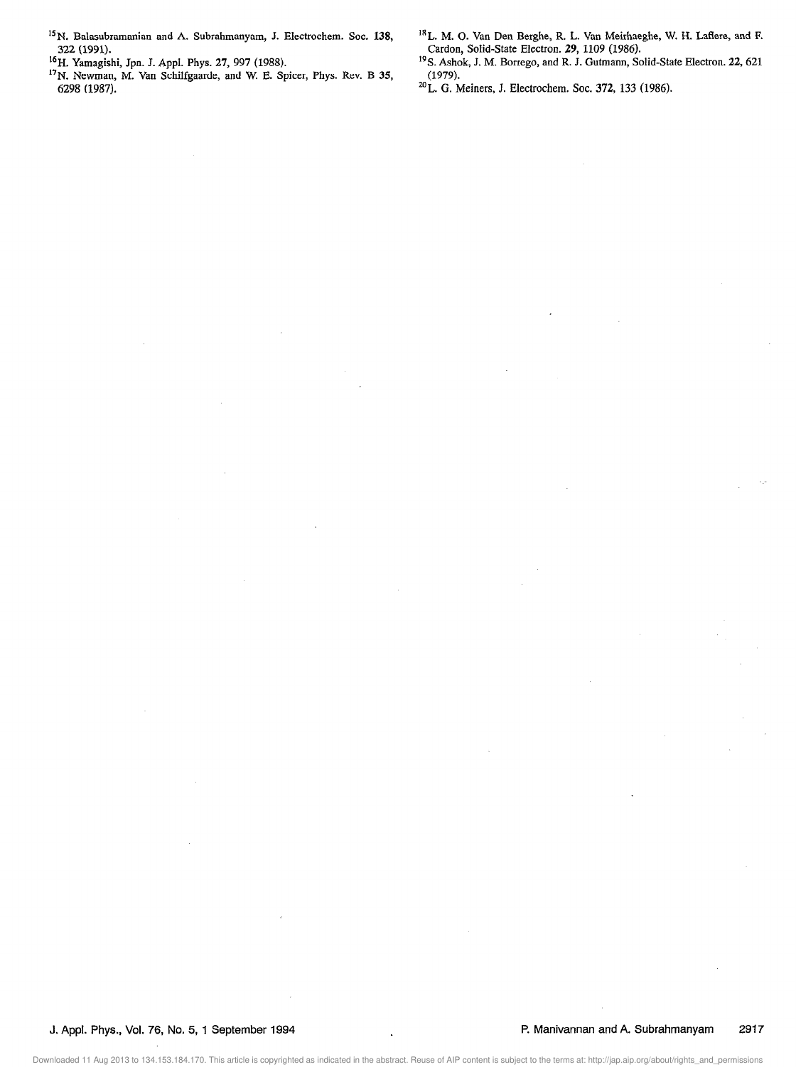[15] N. Balasubramanian and A. Subrahmanyam, J. Electrochem. Soc. **138**, 322 (1991).

[16] H. Yamagishi, Jpn. J. Appl. Phys. **27**, 997 (1988).

[17] N. Newman, M. Van Schilfgaarde, and W. E. Spicer, Phys. Rev. B **35**, 6298 (1987).

[18] L. M. O. Van Den Berghe, R. L. Van Meirhaeghe, W. H. Laflere, and F. Cardon, Solid-State Electron. **29**, 1109 (1986).

[19] S. Ashok, J. M. Borrego, and R. J. Gutmann, Solid-State Electron. **22**, 621 (1979).

[20] L. G. Meiners, J. Electrochem. Soc. **372**, 133 (1986).